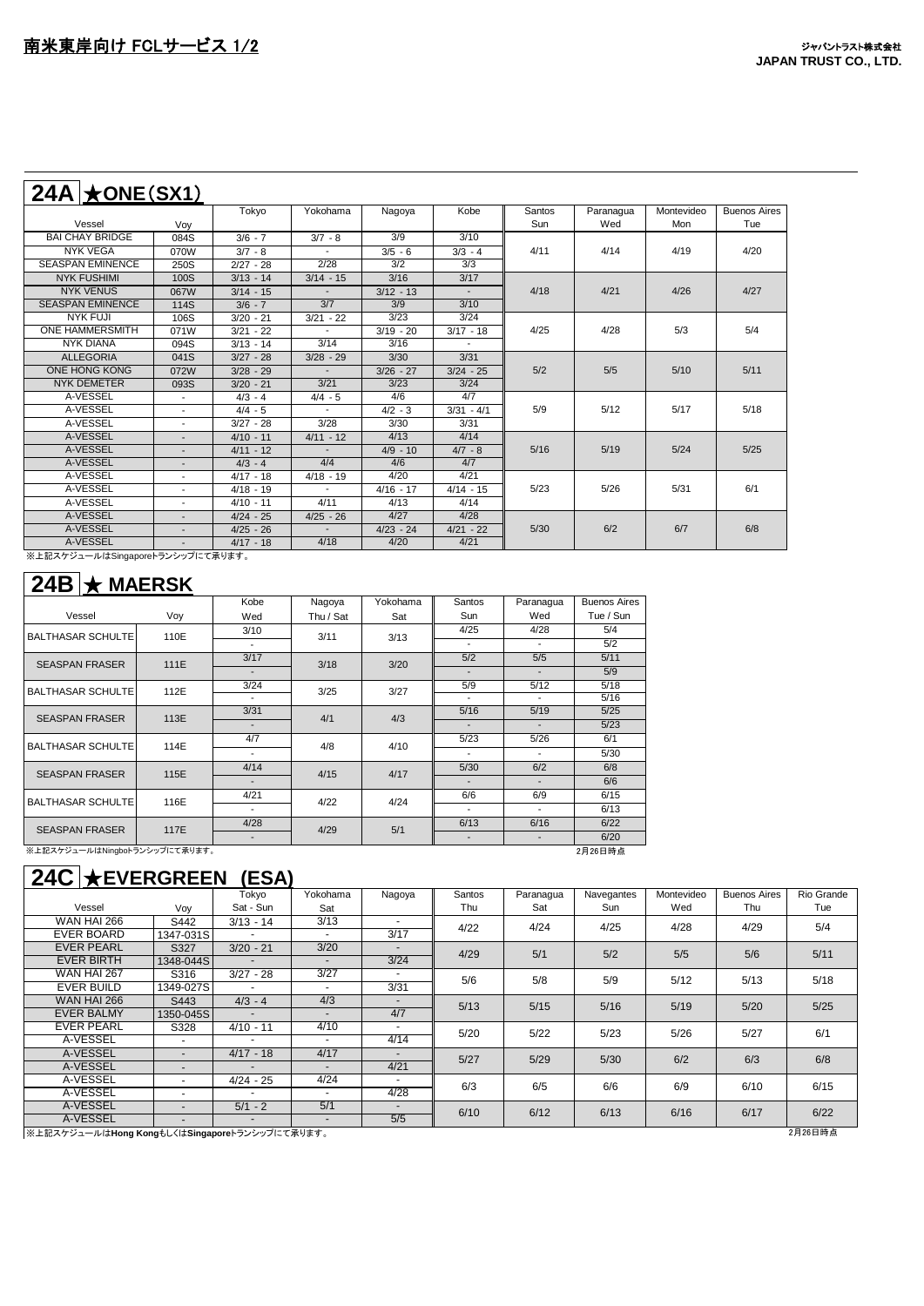# 南米東岸向け FCLサービス 1/2

ジャパントラスト株式会社
**JAPAN TRUST CO., LTD.**

## 24A ★ONE（SX1）

| Vessel | Voy | Tokyo | Yokohama | Nagoya | Kobe | Santos Sun | Paranagua Wed | Montevideo Mon | Buenos Aires Tue |
|---|---|---|---|---|---|---|---|---|---|
| BAI CHAY BRIDGE | 084S | 3/6 - 7 | 3/7 - 8 | 3/9 | 3/10 | 4/11 | 4/14 | 4/19 | 4/20 |
| NYK VEGA | 070W | 3/7 - 8 | - | 3/5 - 6 | 3/3 - 4 | | | | |
| SEASPAN EMINENCE | 250S | 2/27 - 28 | 2/28 | 3/2 | 3/3 | | | | |
| NYK FUSHIMI | 100S | 3/13 - 14 | 3/14 - 15 | 3/16 | 3/17 | 4/18 | 4/21 | 4/26 | 4/27 |
| NYK VENUS | 067W | 3/14 - 15 | - | 3/12 - 13 | - | | | | |
| SEASPAN EMINENCE | 114S | 3/6 - 7 | 3/7 | 3/9 | 3/10 | | | | |
| NYK FUJI | 106S | 3/20 - 21 | 3/21 - 22 | 3/23 | 3/24 | 4/25 | 4/28 | 5/3 | 5/4 |
| ONE HAMMERSMITH | 071W | 3/21 - 22 | - | 3/19 - 20 | 3/17 - 18 | | | | |
| NYK DIANA | 094S | 3/13 - 14 | 3/14 | 3/16 | - | | | | |
| ALLEGORIA | 041S | 3/27 - 28 | 3/28 - 29 | 3/30 | 3/31 | 5/2 | 5/5 | 5/10 | 5/11 |
| ONE HONG KONG | 072W | 3/28 - 29 | - | 3/26 - 27 | 3/24 - 25 | | | | |
| NYK DEMETER | 093S | 3/20 - 21 | 3/21 | 3/23 | 3/24 | | | | |
| A-VESSEL | - | 4/3 - 4 | 4/4 - 5 | 4/6 | 4/7 | 5/9 | 5/12 | 5/17 | 5/18 |
| A-VESSEL | - | 4/4 - 5 | - | 4/2 - 3 | 3/31 - 4/1 | | | | |
| A-VESSEL | - | 3/27 - 28 | 3/28 | 3/30 | 3/31 | | | | |
| A-VESSEL | - | 4/10 - 11 | 4/11 - 12 | 4/13 | 4/14 | 5/16 | 5/19 | 5/24 | 5/25 |
| A-VESSEL | - | 4/11 - 12 | - | 4/9 - 10 | 4/7 - 8 | | | | |
| A-VESSEL | - | 4/3 - 4 | 4/4 | 4/6 | 4/7 | | | | |
| A-VESSEL | - | 4/17 - 18 | 4/18 - 19 | 4/20 | 4/21 | 5/23 | 5/26 | 5/31 | 6/1 |
| A-VESSEL | - | 4/18 - 19 | - | 4/16 - 17 | 4/14 - 15 | | | | |
| A-VESSEL | - | 4/10 - 11 | 4/11 | 4/13 | 4/14 | | | | |
| A-VESSEL | - | 4/24 - 25 | 4/25 - 26 | 4/27 | 4/28 | 5/30 | 6/2 | 6/7 | 6/8 |
| A-VESSEL | - | 4/25 - 26 | - | 4/23 - 24 | 4/21 - 22 | | | | |
| A-VESSEL | - | 4/17 - 18 | 4/18 | 4/20 | 4/21 | | | | |

※上記スケジュールはSingaporeトランシップにて承ります。

## 24B ★ MAERSK

| Vessel | Voy | Kobe Wed | Nagoya Thu / Sat | Yokohama Sat | Santos Sun | Paranagua Wed | Buenos Aires Tue / Sun |
|---|---|---|---|---|---|---|---|
| BALTHASAR SCHULTE | 110E | 3/10 | 3/11 | 3/13 | 4/25 | 4/28 | 5/4 |
| | | - | | | - | - | 5/2 |
| SEASPAN FRASER | 111E | 3/17 | 3/18 | 3/20 | 5/2 | 5/5 | 5/11 |
| | | - | | | - | - | 5/9 |
| BALTHASAR SCHULTE | 112E | 3/24 | 3/25 | 3/27 | 5/9 | 5/12 | 5/18 |
| | | - | | | - | - | 5/16 |
| SEASPAN FRASER | 113E | 3/31 | 4/1 | 4/3 | 5/16 | 5/19 | 5/25 |
| | | - | | | - | - | 5/23 |
| BALTHASAR SCHULTE | 114E | 4/7 | 4/8 | 4/10 | 5/23 | 5/26 | 6/1 |
| | | - | | | - | - | 5/30 |
| SEASPAN FRASER | 115E | 4/14 | 4/15 | 4/17 | 5/30 | 6/2 | 6/8 |
| | | - | | | - | - | 6/6 |
| BALTHASAR SCHULTE | 116E | 4/21 | 4/22 | 4/24 | 6/6 | 6/9 | 6/15 |
| | | - | | | - | - | 6/13 |
| SEASPAN FRASER | 117E | 4/28 | 4/29 | 5/1 | 6/13 | 6/16 | 6/22 |
| | | - | | | - | - | 6/20 |

※上記スケジュールはNingboトランシップにて承ります。

2月26日時点

## 24C ★EVERGREEN (ESA)

| Vessel | Voy | Tokyo Sat - Sun | Yokohama Sat | Nagoya | Santos Thu | Paranagua Sat | Navegantes Sun | Montevideo Wed | Buenos Aires Thu | Rio Grande Tue |
|---|---|---|---|---|---|---|---|---|---|---|
| WAN HAI 266 | S442 | 3/13 - 14 | 3/13 | - | 4/22 | 4/24 | 4/25 | 4/28 | 4/29 | 5/4 |
| EVER BOARD | 1347-031S | - | - | 3/17 | | | | | | |
| EVER PEARL | S327 | 3/20 - 21 | 3/20 | - | 4/29 | 5/1 | 5/2 | 5/5 | 5/6 | 5/11 |
| EVER BIRTH | 1348-044S | - | - | 3/24 | | | | | | |
| WAN HAI 267 | S316 | 3/27 - 28 | 3/27 | - | 5/6 | 5/8 | 5/9 | 5/12 | 5/13 | 5/18 |
| EVER BUILD | 1349-027S | - | - | 3/31 | | | | | | |
| WAN HAI 266 | S443 | 4/3 - 4 | 4/3 | - | 5/13 | 5/15 | 5/16 | 5/19 | 5/20 | 5/25 |
| EVER BALMY | 1350-045S | - | - | 4/7 | | | | | | |
| EVER PEARL | S328 | 4/10 - 11 | 4/10 | - | 5/20 | 5/22 | 5/23 | 5/26 | 5/27 | 6/1 |
| A-VESSEL | - | - | - | 4/14 | | | | | | |
| A-VESSEL | - | 4/17 - 18 | 4/17 | - | 5/27 | 5/29 | 5/30 | 6/2 | 6/3 | 6/8 |
| A-VESSEL | - | - | - | 4/21 | | | | | | |
| A-VESSEL | - | 4/24 - 25 | 4/24 | - | 6/3 | 6/5 | 6/6 | 6/9 | 6/10 | 6/15 |
| A-VESSEL | - | - | - | 4/28 | | | | | | |
| A-VESSEL | - | 5/1 - 2 | 5/1 | - | 6/10 | 6/12 | 6/13 | 6/16 | 6/17 | 6/22 |
| A-VESSEL | - | - | - | 5/5 | | | | | | |

※上記スケジュールは**Hong Kong**もしくは**Singapore**トランシップにて承ります。

2月26日時点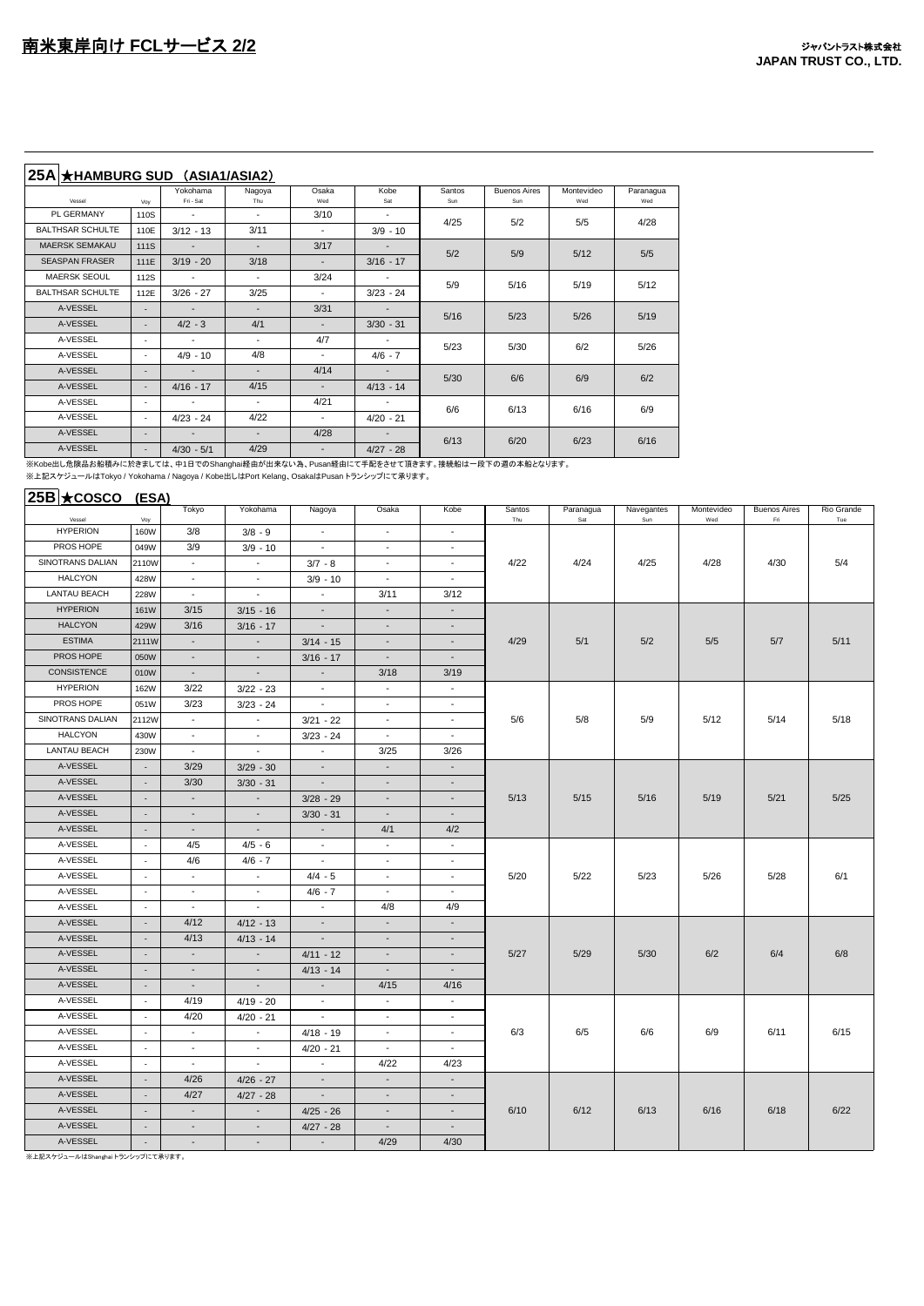# 南米東岸向け FCLサービス 2/2

ジャパントラスト株式会社
**JAPAN TRUST CO., LTD.**

## 25A ★HAMBURG SUD （ASIA1/ASIA2）

| Vessel | Voy | Yokohama Fri - Sat | Nagoya Thu | Osaka Wed | Kobe Sat | Santos Sun | Buenos Aires Sun | Montevideo Wed | Paranagua Wed |
|---|---|---|---|---|---|---|---|---|---|
| PL GERMANY | 110S | - | - | 3/10 | - | 4/25 | 5/2 | 5/5 | 4/28 |
| BALTHSAR SCHULTE | 110E | 3/12 - 13 | 3/11 | - | 3/9 - 10 | | | | |
| MAERSK SEMAKAU | 111S | - | - | 3/17 | - | 5/2 | 5/9 | 5/12 | 5/5 |
| SEASPAN FRASER | 111E | 3/19 - 20 | 3/18 | - | 3/16 - 17 | | | | |
| MAERSK SEOUL | 112S | - | - | 3/24 | - | 5/9 | 5/16 | 5/19 | 5/12 |
| BALTHSAR SCHULTE | 112E | 3/26 - 27 | 3/25 | - | 3/23 - 24 | | | | |
| A-VESSEL | - | - | - | 3/31 | - | 5/16 | 5/23 | 5/26 | 5/19 |
| A-VESSEL | - | 4/2 - 3 | 4/1 | - | 3/30 - 31 | | | | |
| A-VESSEL | - | - | - | 4/7 | - | 5/23 | 5/30 | 6/2 | 5/26 |
| A-VESSEL | - | 4/9 - 10 | 4/8 | - | 4/6 - 7 | | | | |
| A-VESSEL | - | - | - | 4/14 | - | 5/30 | 6/6 | 6/9 | 6/2 |
| A-VESSEL | - | 4/16 - 17 | 4/15 | - | 4/13 - 14 | | | | |
| A-VESSEL | - | - | - | 4/21 | - | 6/6 | 6/13 | 6/16 | 6/9 |
| A-VESSEL | - | 4/23 - 24 | 4/22 | - | 4/20 - 21 | | | | |
| A-VESSEL | - | - | - | 4/28 | - | 6/13 | 6/20 | 6/23 | 6/16 |
| A-VESSEL | - | 4/30 - 5/1 | 4/29 | - | 4/27 - 28 | | | | |

※Kobe出し危険品お船積みに於きましては、中1日でのShanghai経由が出来ない為、Pusan経由にて手配をさせて頂きます。接続船は一段下の週の本船となります。
※上記スケジュールはTokyo / Yokohama / Nagoya / Kobe出しはPort Kelang、OsakaはPusanトランシップにて承ります。

## 25B ★COSCO (ESA)

| Vessel | Voy | Tokyo | Yokohama | Nagoya | Osaka | Kobe | Santos Thu | Paranagua Sat | Navegantes Sun | Montevideo Wed | Buenos Aires Fri | Rio Grande Tue |
|---|---|---|---|---|---|---|---|---|---|---|---|---|
| HYPERION | 160W | 3/8 | 3/8 - 9 | - | - | - | 4/22 | 4/24 | 4/25 | 4/28 | 4/30 | 5/4 |
| PROS HOPE | 049W | 3/9 | 3/9 - 10 | - | - | - | | | | | | |
| SINOTRANS DALIAN | 2110W | - | - | 3/7 - 8 | - | - | | | | | | |
| HALCYON | 428W | - | - | 3/9 - 10 | - | - | | | | | | |
| LANTAU BEACH | 228W | - | - | - | 3/11 | 3/12 | | | | | | |
| HYPERION | 161W | 3/15 | 3/15 - 16 | - | - | - | 4/29 | 5/1 | 5/2 | 5/5 | 5/7 | 5/11 |
| HALCYON | 429W | 3/16 | 3/16 - 17 | - | - | - | | | | | | |
| ESTIMA | 2111W | - | - | 3/14 - 15 | - | - | | | | | | |
| PROS HOPE | 050W | - | - | 3/16 - 17 | - | - | | | | | | |
| CONSISTENCE | 010W | - | - | - | 3/18 | 3/19 | | | | | | |
| HYPERION | 162W | 3/22 | 3/22 - 23 | - | - | - | 5/6 | 5/8 | 5/9 | 5/12 | 5/14 | 5/18 |
| PROS HOPE | 051W | 3/23 | 3/23 - 24 | - | - | - | | | | | | |
| SINOTRANS DALIAN | 2112W | - | - | 3/21 - 22 | - | - | | | | | | |
| HALCYON | 430W | - | - | 3/23 - 24 | - | - | | | | | | |
| LANTAU BEACH | 230W | - | - | - | 3/25 | 3/26 | | | | | | |
| A-VESSEL | - | 3/29 | 3/29 - 30 | - | - | - | 5/13 | 5/15 | 5/16 | 5/19 | 5/21 | 5/25 |
| A-VESSEL | - | 3/30 | 3/30 - 31 | - | - | - | | | | | | |
| A-VESSEL | - | - | - | 3/28 - 29 | - | - | | | | | | |
| A-VESSEL | - | - | - | 3/30 - 31 | - | - | | | | | | |
| A-VESSEL | - | - | - | - | 4/1 | 4/2 | | | | | | |
| A-VESSEL | - | 4/5 | 4/5 - 6 | - | - | - | 5/20 | 5/22 | 5/23 | 5/26 | 5/28 | 6/1 |
| A-VESSEL | - | 4/6 | 4/6 - 7 | - | - | - | | | | | | |
| A-VESSEL | - | - | - | 4/4 - 5 | - | - | | | | | | |
| A-VESSEL | - | - | - | 4/6 - 7 | - | - | | | | | | |
| A-VESSEL | - | - | - | - | 4/8 | 4/9 | | | | | | |
| A-VESSEL | - | 4/12 | 4/12 - 13 | - | - | - | 5/27 | 5/29 | 5/30 | 6/2 | 6/4 | 6/8 |
| A-VESSEL | - | 4/13 | 4/13 - 14 | - | - | - | | | | | | |
| A-VESSEL | - | - | - | 4/11 - 12 | - | - | | | | | | |
| A-VESSEL | - | - | - | 4/13 - 14 | - | - | | | | | | |
| A-VESSEL | - | - | - | - | 4/15 | 4/16 | | | | | | |
| A-VESSEL | - | 4/19 | 4/19 - 20 | - | - | - | 6/3 | 6/5 | 6/6 | 6/9 | 6/11 | 6/15 |
| A-VESSEL | - | 4/20 | 4/20 - 21 | - | - | - | | | | | | |
| A-VESSEL | - | - | - | 4/18 - 19 | - | - | | | | | | |
| A-VESSEL | - | - | - | 4/20 - 21 | - | - | | | | | | |
| A-VESSEL | - | - | - | - | 4/22 | 4/23 | | | | | | |
| A-VESSEL | - | 4/26 | 4/26 - 27 | - | - | - | 6/10 | 6/12 | 6/13 | 6/16 | 6/18 | 6/22 |
| A-VESSEL | - | 4/27 | 4/27 - 28 | - | - | - | | | | | | |
| A-VESSEL | - | - | - | 4/25 - 26 | - | - | | | | | | |
| A-VESSEL | - | - | - | 4/27 - 28 | - | - | | | | | | |
| A-VESSEL | - | - | - | - | 4/29 | 4/30 | | | | | | |

※上記スケジュールはShanghaiトランシップにて承ります。